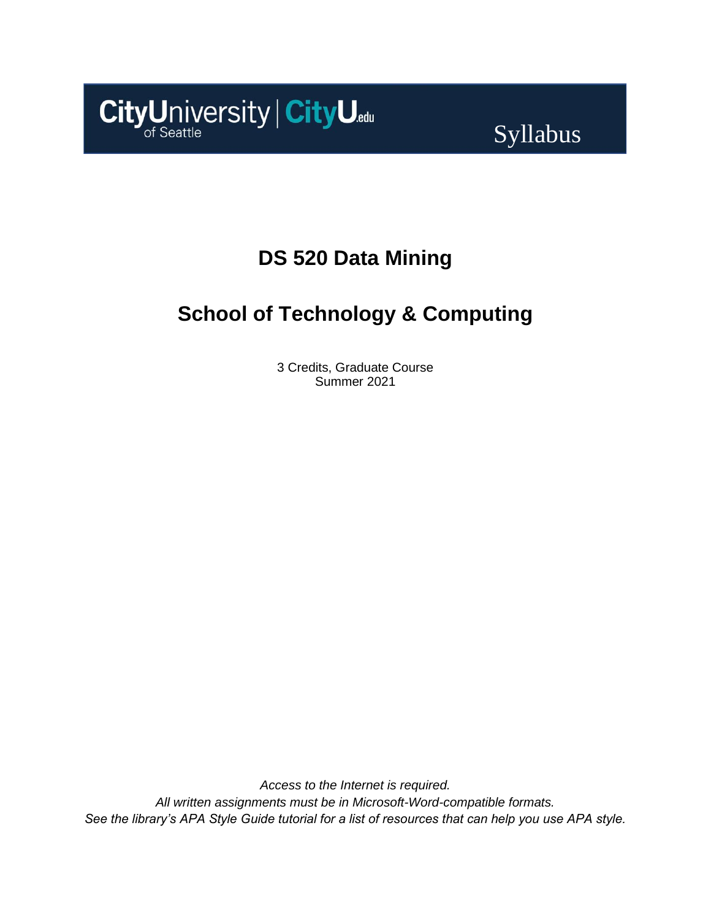CityUniversity of Seattle | CityU.edu

Syllabus

# DS 520 Data Mining

# School of Technology & Computing

3 Credits, Graduate Course
Summer 2021

*Access to the Internet is required.*
*All written assignments must be in Microsoft-Word-compatible formats.*
*See the library's APA Style Guide tutorial for a list of resources that can help you use APA style.*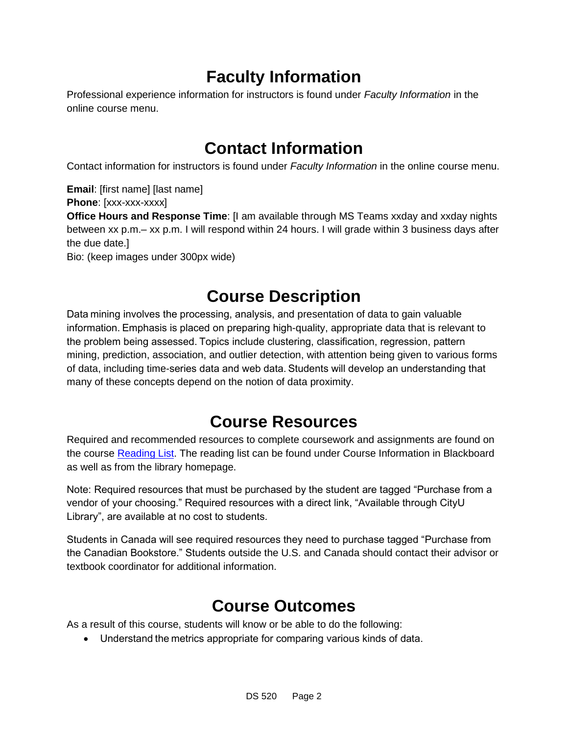# Faculty Information

Professional experience information for instructors is found under *Faculty Information* in the online course menu.

# Contact Information

Contact information for instructors is found under *Faculty Information* in the online course menu.

**Email**: [first name] [last name]
**Phone**: [xxx-xxx-xxxx]
**Office Hours and Response Time**: [I am available through MS Teams xxday and xxday nights between xx p.m.– xx p.m. I will respond within 24 hours. I will grade within 3 business days after the due date.]
Bio: (keep images under 300px wide)

# Course Description

Data mining involves the processing, analysis, and presentation of data to gain valuable information. Emphasis is placed on preparing high-quality, appropriate data that is relevant to the problem being assessed. Topics include clustering, classification, regression, pattern mining, prediction, association, and outlier detection, with attention being given to various forms of data, including time-series data and web data. Students will develop an understanding that many of these concepts depend on the notion of data proximity.

# Course Resources

Required and recommended resources to complete coursework and assignments are found on the course Reading List. The reading list can be found under Course Information in Blackboard as well as from the library homepage.

Note: Required resources that must be purchased by the student are tagged "Purchase from a vendor of your choosing." Required resources with a direct link, "Available through CityU Library", are available at no cost to students.

Students in Canada will see required resources they need to purchase tagged "Purchase from the Canadian Bookstore." Students outside the U.S. and Canada should contact their advisor or textbook coordinator for additional information.

# Course Outcomes

As a result of this course, students will know or be able to do the following:

- Understand the metrics appropriate for comparing various kinds of data.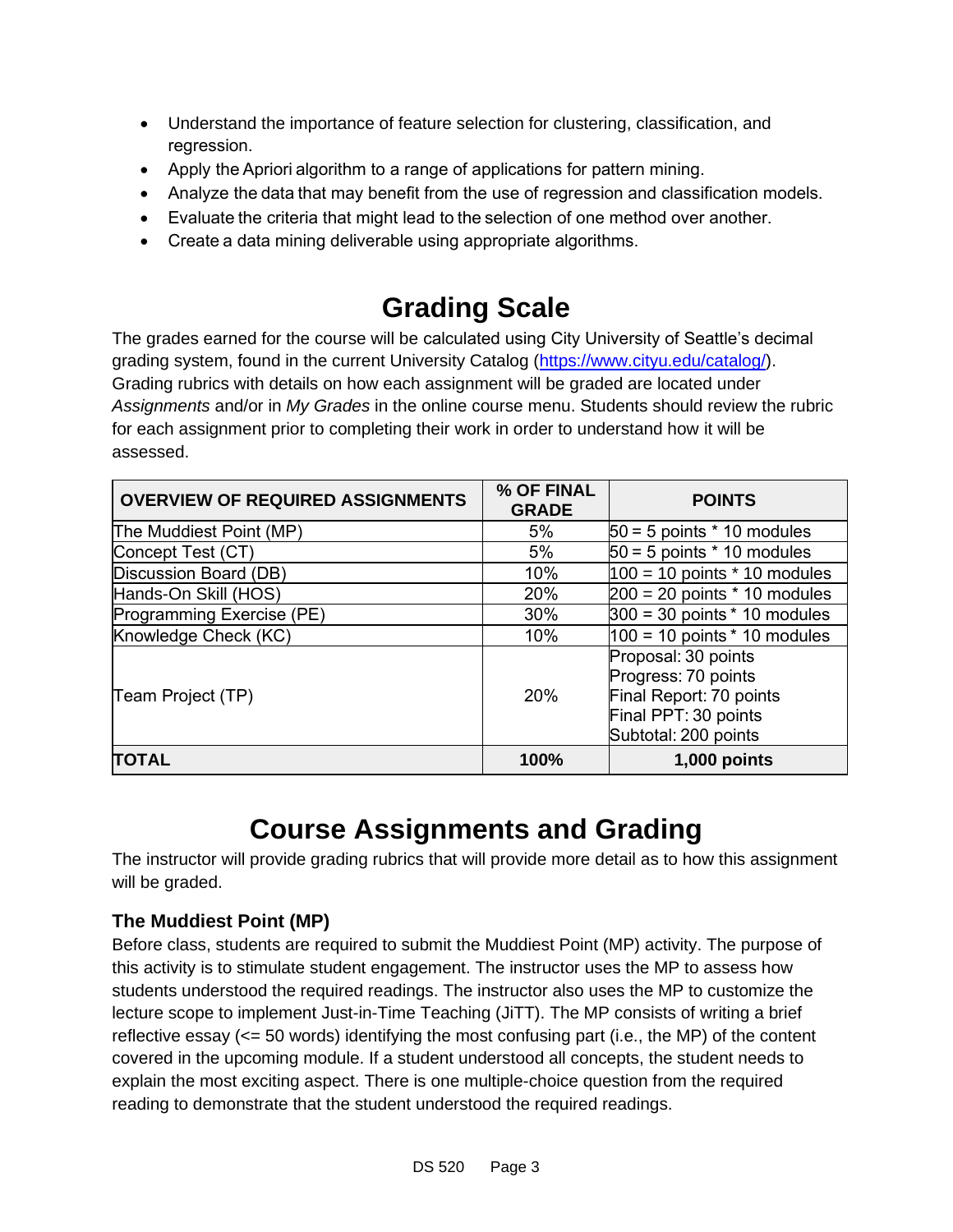- Understand the importance of feature selection for clustering, classification, and regression.
- Apply the Apriori algorithm to a range of applications for pattern mining.
- Analyze the data that may benefit from the use of regression and classification models.
- Evaluate the criteria that might lead to the selection of one method over another.
- Create a data mining deliverable using appropriate algorithms.

# Grading Scale

The grades earned for the course will be calculated using City University of Seattle's decimal grading system, found in the current University Catalog (https://www.cityu.edu/catalog/). Grading rubrics with details on how each assignment will be graded are located under *Assignments* and/or in *My Grades* in the online course menu. Students should review the rubric for each assignment prior to completing their work in order to understand how it will be assessed.

| OVERVIEW OF REQUIRED ASSIGNMENTS | % OF FINAL GRADE | POINTS |
|---|---|---|
| The Muddiest Point (MP) | 5% | 50 = 5 points * 10 modules |
| Concept Test (CT) | 5% | 50 = 5 points * 10 modules |
| Discussion Board (DB) | 10% | 100 = 10 points * 10 modules |
| Hands-On Skill (HOS) | 20% | 200 = 20 points * 10 modules |
| Programming Exercise (PE) | 30% | 300 = 30 points * 10 modules |
| Knowledge Check (KC) | 10% | 100 = 10 points * 10 modules |
| Team Project (TP) | 20% | Proposal: 30 points<br>Progress: 70 points<br>Final Report: 70 points<br>Final PPT: 30 points<br>Subtotal: 200 points |
| **TOTAL** | **100%** | **1,000 points** |

# Course Assignments and Grading

The instructor will provide grading rubrics that will provide more detail as to how this assignment will be graded.

### The Muddiest Point (MP)

Before class, students are required to submit the Muddiest Point (MP) activity. The purpose of this activity is to stimulate student engagement. The instructor uses the MP to assess how students understood the required readings. The instructor also uses the MP to customize the lecture scope to implement Just-in-Time Teaching (JiTT). The MP consists of writing a brief reflective essay (<= 50 words) identifying the most confusing part (i.e., the MP) of the content covered in the upcoming module. If a student understood all concepts, the student needs to explain the most exciting aspect. There is one multiple-choice question from the required reading to demonstrate that the student understood the required readings.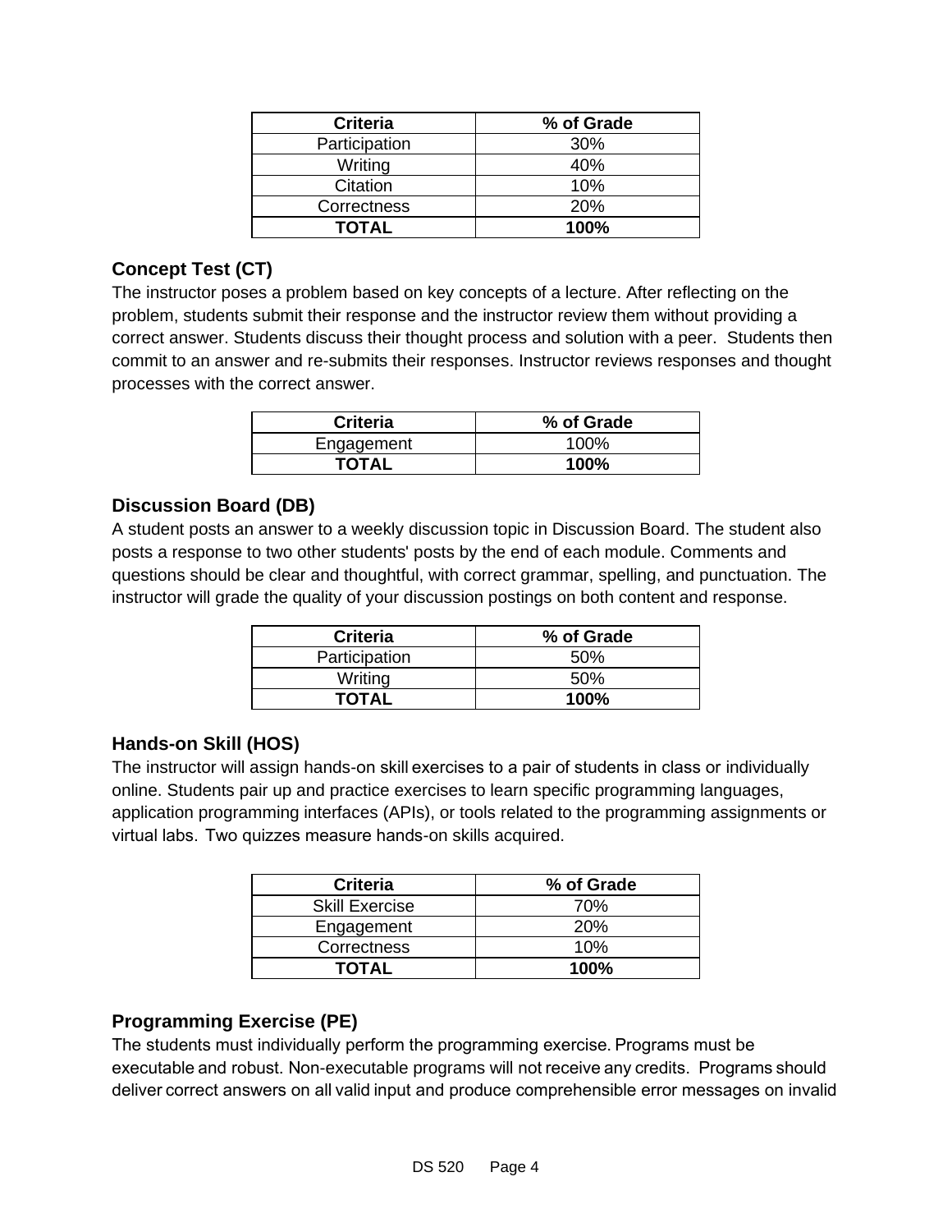| Criteria | % of Grade |
| --- | --- |
| Participation | 30% |
| Writing | 40% |
| Citation | 10% |
| Correctness | 20% |
| **TOTAL** | **100%** |

### Concept Test (CT)

The instructor poses a problem based on key concepts of a lecture. After reflecting on the problem, students submit their response and the instructor review them without providing a correct answer. Students discuss their thought process and solution with a peer. Students then commit to an answer and re-submits their responses. Instructor reviews responses and thought processes with the correct answer.

| Criteria | % of Grade |
| --- | --- |
| Engagement | 100% |
| **TOTAL** | **100%** |

### Discussion Board (DB)

A student posts an answer to a weekly discussion topic in Discussion Board. The student also posts a response to two other students' posts by the end of each module. Comments and questions should be clear and thoughtful, with correct grammar, spelling, and punctuation. The instructor will grade the quality of your discussion postings on both content and response.

| Criteria | % of Grade |
| --- | --- |
| Participation | 50% |
| Writing | 50% |
| **TOTAL** | **100%** |

### Hands-on Skill (HOS)

The instructor will assign hands-on skill exercises to a pair of students in class or individually online. Students pair up and practice exercises to learn specific programming languages, application programming interfaces (APIs), or tools related to the programming assignments or virtual labs. Two quizzes measure hands-on skills acquired.

| Criteria | % of Grade |
| --- | --- |
| Skill Exercise | 70% |
| Engagement | 20% |
| Correctness | 10% |
| **TOTAL** | **100%** |

### Programming Exercise (PE)

The students must individually perform the programming exercise. Programs must be executable and robust. Non-executable programs will not receive any credits. Programs should deliver correct answers on all valid input and produce comprehensible error messages on invalid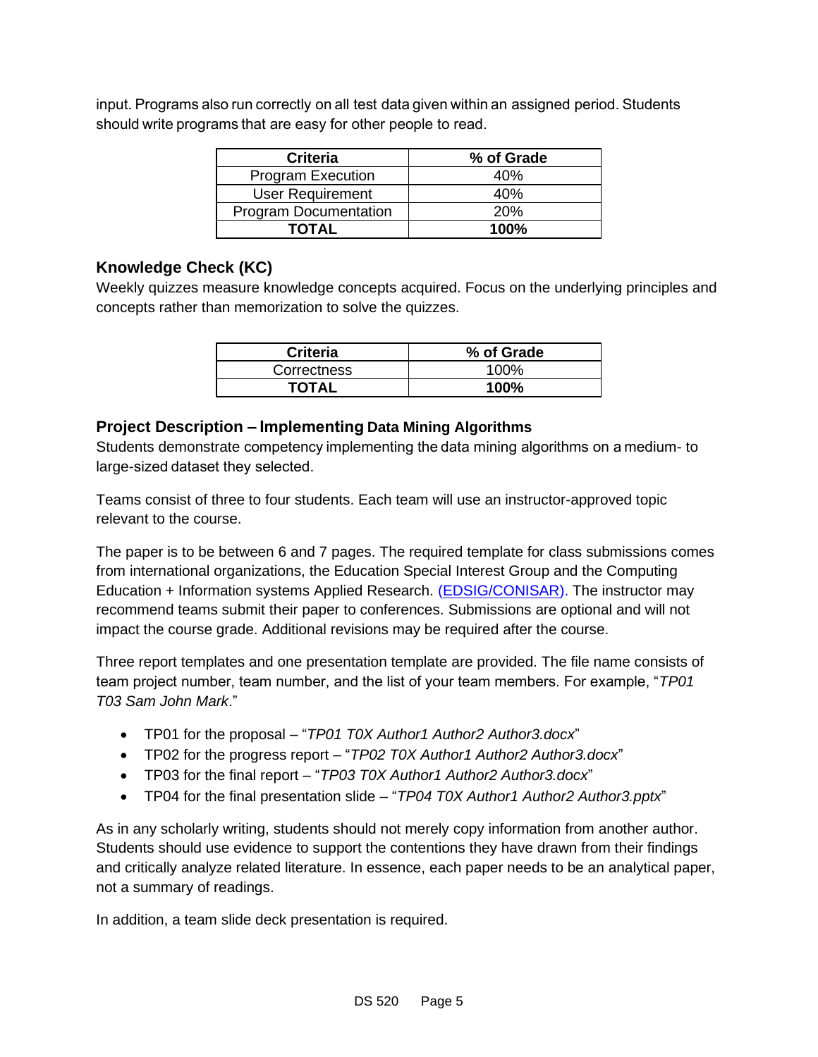input. Programs also run correctly on all test data given within an assigned period. Students should write programs that are easy for other people to read.

| Criteria | % of Grade |
| --- | --- |
| Program Execution | 40% |
| User Requirement | 40% |
| Program Documentation | 20% |
| **TOTAL** | **100%** |

### Knowledge Check (KC)

Weekly quizzes measure knowledge concepts acquired. Focus on the underlying principles and concepts rather than memorization to solve the quizzes.

| Criteria | % of Grade |
| --- | --- |
| Correctness | 100% |
| **TOTAL** | **100%** |

### Project Description – Implementing Data Mining Algorithms

Students demonstrate competency implementing the data mining algorithms on a medium- to large-sized dataset they selected.

Teams consist of three to four students. Each team will use an instructor-approved topic relevant to the course.

The paper is to be between 6 and 7 pages. The required template for class submissions comes from international organizations, the Education Special Interest Group and the Computing Education + Information systems Applied Research. (EDSIG/CONISAR). The instructor may recommend teams submit their paper to conferences. Submissions are optional and will not impact the course grade. Additional revisions may be required after the course.

Three report templates and one presentation template are provided. The file name consists of team project number, team number, and the list of your team members. For example, "*TP01 T03 Sam John Mark*."

- TP01 for the proposal – "*TP01 T0X Author1 Author2 Author3.docx*"
- TP02 for the progress report – "*TP02 T0X Author1 Author2 Author3.docx*"
- TP03 for the final report – "*TP03 T0X Author1 Author2 Author3.docx*"
- TP04 for the final presentation slide – "*TP04 T0X Author1 Author2 Author3.pptx*"

As in any scholarly writing, students should not merely copy information from another author. Students should use evidence to support the contentions they have drawn from their findings and critically analyze related literature. In essence, each paper needs to be an analytical paper, not a summary of readings.

In addition, a team slide deck presentation is required.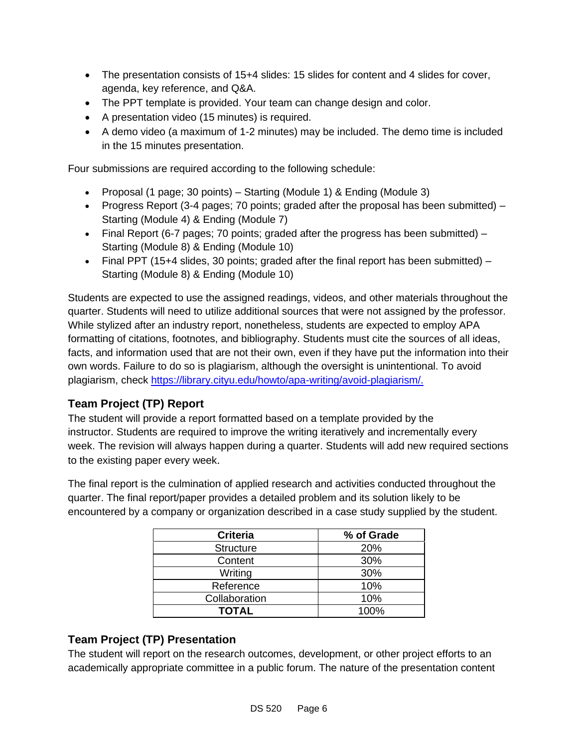- The presentation consists of 15+4 slides: 15 slides for content and 4 slides for cover, agenda, key reference, and Q&A.
- The PPT template is provided. Your team can change design and color.
- A presentation video (15 minutes) is required.
- A demo video (a maximum of 1-2 minutes) may be included. The demo time is included in the 15 minutes presentation.

Four submissions are required according to the following schedule:

- Proposal (1 page; 30 points) – Starting (Module 1) & Ending (Module 3)
- Progress Report (3-4 pages; 70 points; graded after the proposal has been submitted) – Starting (Module 4) & Ending (Module 7)
- Final Report (6-7 pages; 70 points; graded after the progress has been submitted) – Starting (Module 8) & Ending (Module 10)
- Final PPT (15+4 slides, 30 points; graded after the final report has been submitted) – Starting (Module 8) & Ending (Module 10)

Students are expected to use the assigned readings, videos, and other materials throughout the quarter. Students will need to utilize additional sources that were not assigned by the professor. While stylized after an industry report, nonetheless, students are expected to employ APA formatting of citations, footnotes, and bibliography. Students must cite the sources of all ideas, facts, and information used that are not their own, even if they have put the information into their own words. Failure to do so is plagiarism, although the oversight is unintentional. To avoid plagiarism, check https://library.cityu.edu/howto/apa-writing/avoid-plagiarism/.

### Team Project (TP) Report

The student will provide a report formatted based on a template provided by the instructor. Students are required to improve the writing iteratively and incrementally every week. The revision will always happen during a quarter. Students will add new required sections to the existing paper every week.

The final report is the culmination of applied research and activities conducted throughout the quarter. The final report/paper provides a detailed problem and its solution likely to be encountered by a company or organization described in a case study supplied by the student.

| Criteria | % of Grade |
|---|---|
| Structure | 20% |
| Content | 30% |
| Writing | 30% |
| Reference | 10% |
| Collaboration | 10% |
| **TOTAL** | 100% |

### Team Project (TP) Presentation

The student will report on the research outcomes, development, or other project efforts to an academically appropriate committee in a public forum. The nature of the presentation content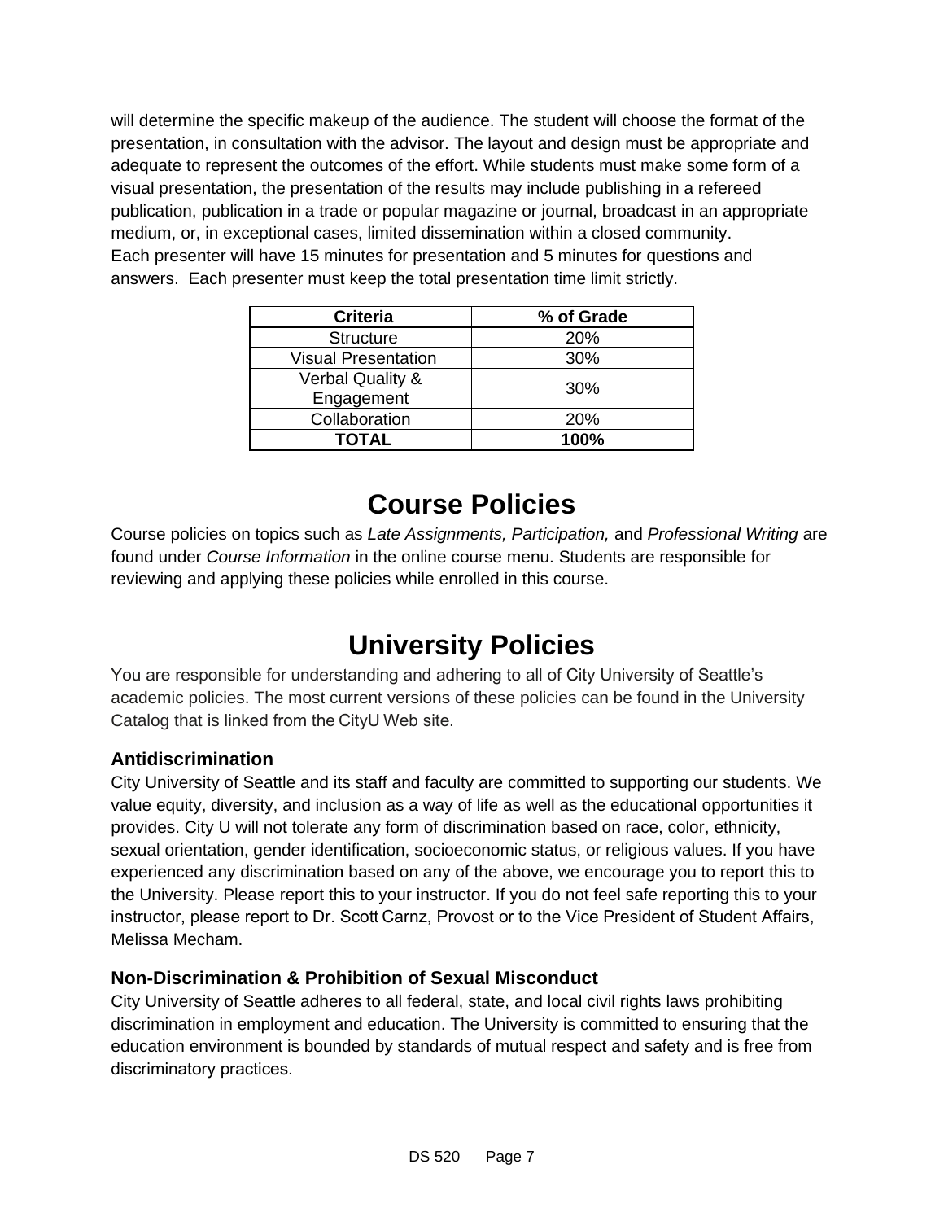will determine the specific makeup of the audience. The student will choose the format of the presentation, in consultation with the advisor. The layout and design must be appropriate and adequate to represent the outcomes of the effort. While students must make some form of a visual presentation, the presentation of the results may include publishing in a refereed publication, publication in a trade or popular magazine or journal, broadcast in an appropriate medium, or, in exceptional cases, limited dissemination within a closed community.
Each presenter will have 15 minutes for presentation and 5 minutes for questions and answers. Each presenter must keep the total presentation time limit strictly.

| Criteria | % of Grade |
| --- | --- |
| Structure | 20% |
| Visual Presentation | 30% |
| Verbal Quality & Engagement | 30% |
| Collaboration | 20% |
| **TOTAL** | **100%** |

# Course Policies

Course policies on topics such as *Late Assignments, Participation,* and *Professional Writing* are found under *Course Information* in the online course menu. Students are responsible for reviewing and applying these policies while enrolled in this course.

# University Policies

You are responsible for understanding and adhering to all of City University of Seattle's academic policies. The most current versions of these policies can be found in the University Catalog that is linked from the CityU Web site.

### Antidiscrimination

City University of Seattle and its staff and faculty are committed to supporting our students. We value equity, diversity, and inclusion as a way of life as well as the educational opportunities it provides. City U will not tolerate any form of discrimination based on race, color, ethnicity, sexual orientation, gender identification, socioeconomic status, or religious values. If you have experienced any discrimination based on any of the above, we encourage you to report this to the University. Please report this to your instructor. If you do not feel safe reporting this to your instructor, please report to Dr. Scott Carnz, Provost or to the Vice President of Student Affairs, Melissa Mecham.

### Non-Discrimination & Prohibition of Sexual Misconduct

City University of Seattle adheres to all federal, state, and local civil rights laws prohibiting discrimination in employment and education. The University is committed to ensuring that the education environment is bounded by standards of mutual respect and safety and is free from discriminatory practices.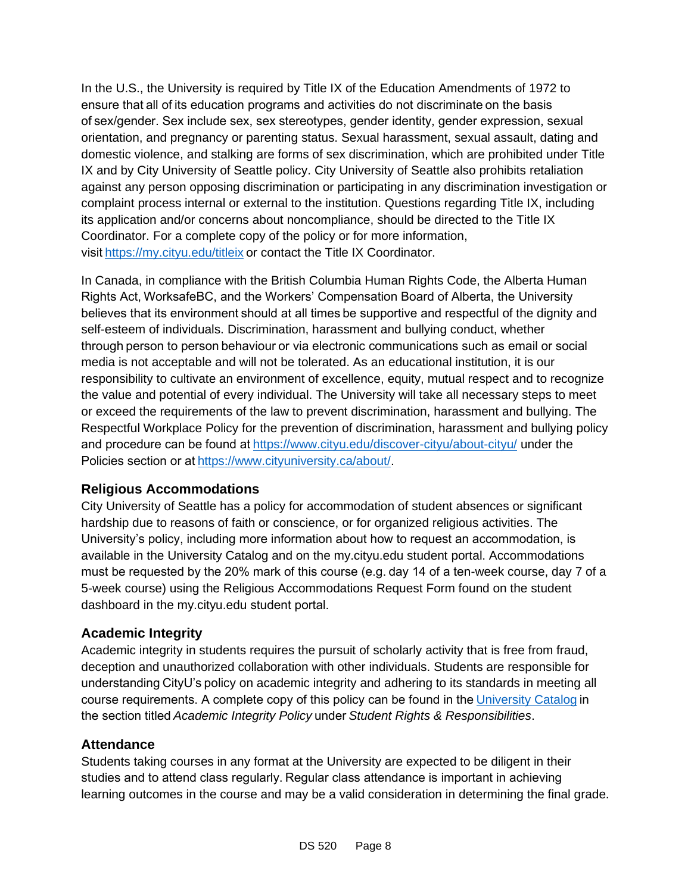In the U.S., the University is required by Title IX of the Education Amendments of 1972 to ensure that all of its education programs and activities do not discriminate on the basis of sex/gender. Sex include sex, sex stereotypes, gender identity, gender expression, sexual orientation, and pregnancy or parenting status. Sexual harassment, sexual assault, dating and domestic violence, and stalking are forms of sex discrimination, which are prohibited under Title IX and by City University of Seattle policy. City University of Seattle also prohibits retaliation against any person opposing discrimination or participating in any discrimination investigation or complaint process internal or external to the institution. Questions regarding Title IX, including its application and/or concerns about noncompliance, should be directed to the Title IX Coordinator. For a complete copy of the policy or for more information, visit [https://my.cityu.edu/titleix](https://my.cityu.edu/titleix) or contact the Title IX Coordinator.

In Canada, in compliance with the British Columbia Human Rights Code, the Alberta Human Rights Act, WorksafeBC, and the Workers' Compensation Board of Alberta, the University believes that its environment should at all times be supportive and respectful of the dignity and self-esteem of individuals. Discrimination, harassment and bullying conduct, whether through person to person behaviour or via electronic communications such as email or social media is not acceptable and will not be tolerated. As an educational institution, it is our responsibility to cultivate an environment of excellence, equity, mutual respect and to recognize the value and potential of every individual. The University will take all necessary steps to meet or exceed the requirements of the law to prevent discrimination, harassment and bullying. The Respectful Workplace Policy for the prevention of discrimination, harassment and bullying policy and procedure can be found at [https://www.cityu.edu/discover-cityu/about-cityu/](https://www.cityu.edu/discover-cityu/about-cityu/) under the Policies section or at [https://www.cityuniversity.ca/about/](https://www.cityuniversity.ca/about/).

### Religious Accommodations

City University of Seattle has a policy for accommodation of student absences or significant hardship due to reasons of faith or conscience, or for organized religious activities. The University's policy, including more information about how to request an accommodation, is available in the University Catalog and on the my.cityu.edu student portal. Accommodations must be requested by the 20% mark of this course (e.g. day 14 of a ten-week course, day 7 of a 5-week course) using the Religious Accommodations Request Form found on the student dashboard in the my.cityu.edu student portal.

### Academic Integrity

Academic integrity in students requires the pursuit of scholarly activity that is free from fraud, deception and unauthorized collaboration with other individuals. Students are responsible for understanding CityU's policy on academic integrity and adhering to its standards in meeting all course requirements. A complete copy of this policy can be found in the University Catalog in the section titled *Academic Integrity Policy* under *Student Rights & Responsibilities*.

### Attendance

Students taking courses in any format at the University are expected to be diligent in their studies and to attend class regularly. Regular class attendance is important in achieving learning outcomes in the course and may be a valid consideration in determining the final grade.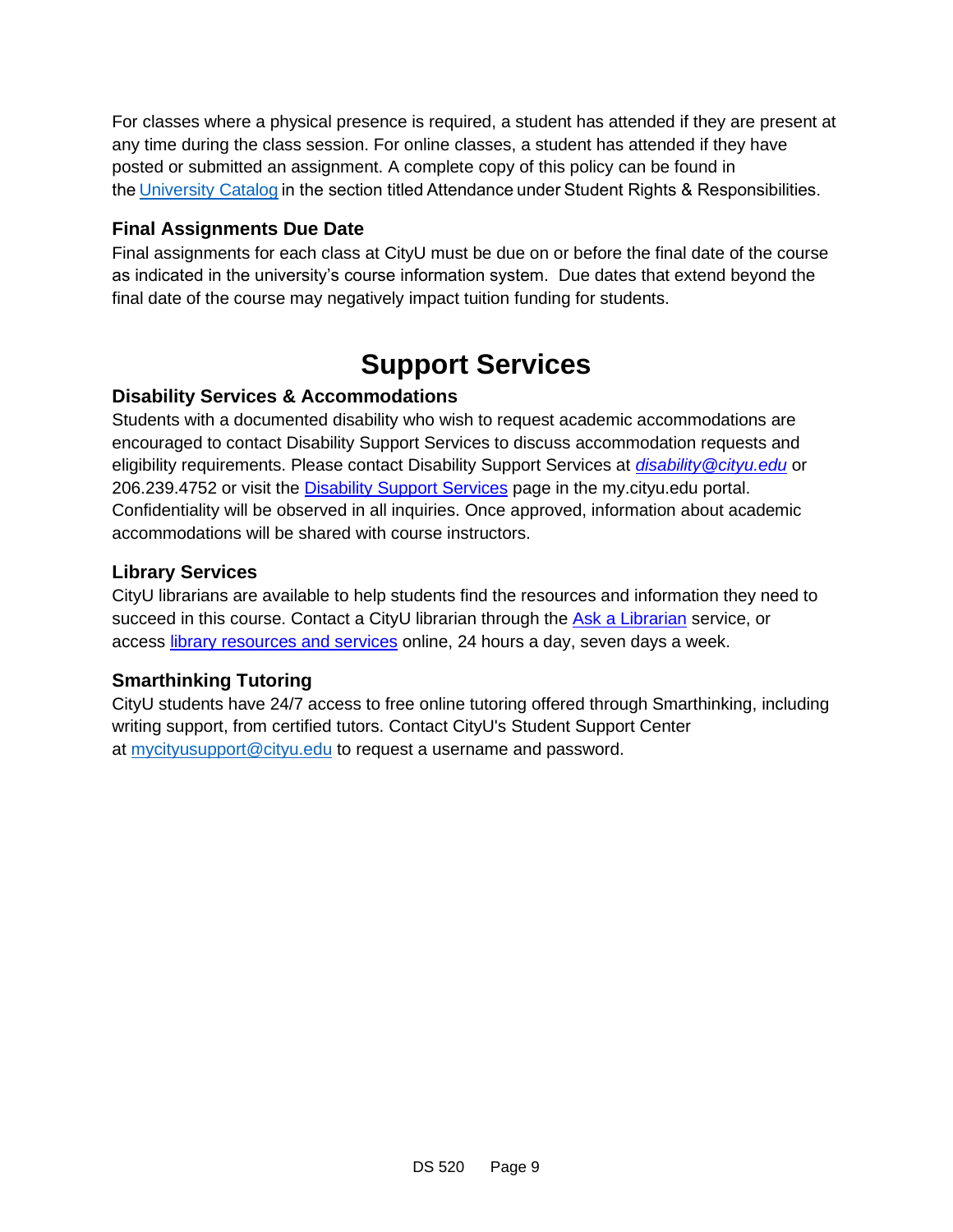For classes where a physical presence is required, a student has attended if they are present at any time during the class session. For online classes, a student has attended if they have posted or submitted an assignment. A complete copy of this policy can be found in the University Catalog in the section titled Attendance under Student Rights & Responsibilities.

### Final Assignments Due Date

Final assignments for each class at CityU must be due on or before the final date of the course as indicated in the university's course information system. Due dates that extend beyond the final date of the course may negatively impact tuition funding for students.

# Support Services

### Disability Services & Accommodations

Students with a documented disability who wish to request academic accommodations are encouraged to contact Disability Support Services to discuss accommodation requests and eligibility requirements. Please contact Disability Support Services at *disability@cityu.edu* or 206.239.4752 or visit the Disability Support Services page in the my.cityu.edu portal. Confidentiality will be observed in all inquiries. Once approved, information about academic accommodations will be shared with course instructors.

### Library Services

CityU librarians are available to help students find the resources and information they need to succeed in this course. Contact a CityU librarian through the Ask a Librarian service, or access library resources and services online, 24 hours a day, seven days a week.

### Smarthinking Tutoring

CityU students have 24/7 access to free online tutoring offered through Smarthinking, including writing support, from certified tutors. Contact CityU's Student Support Center at mycityusupport@cityu.edu to request a username and password.